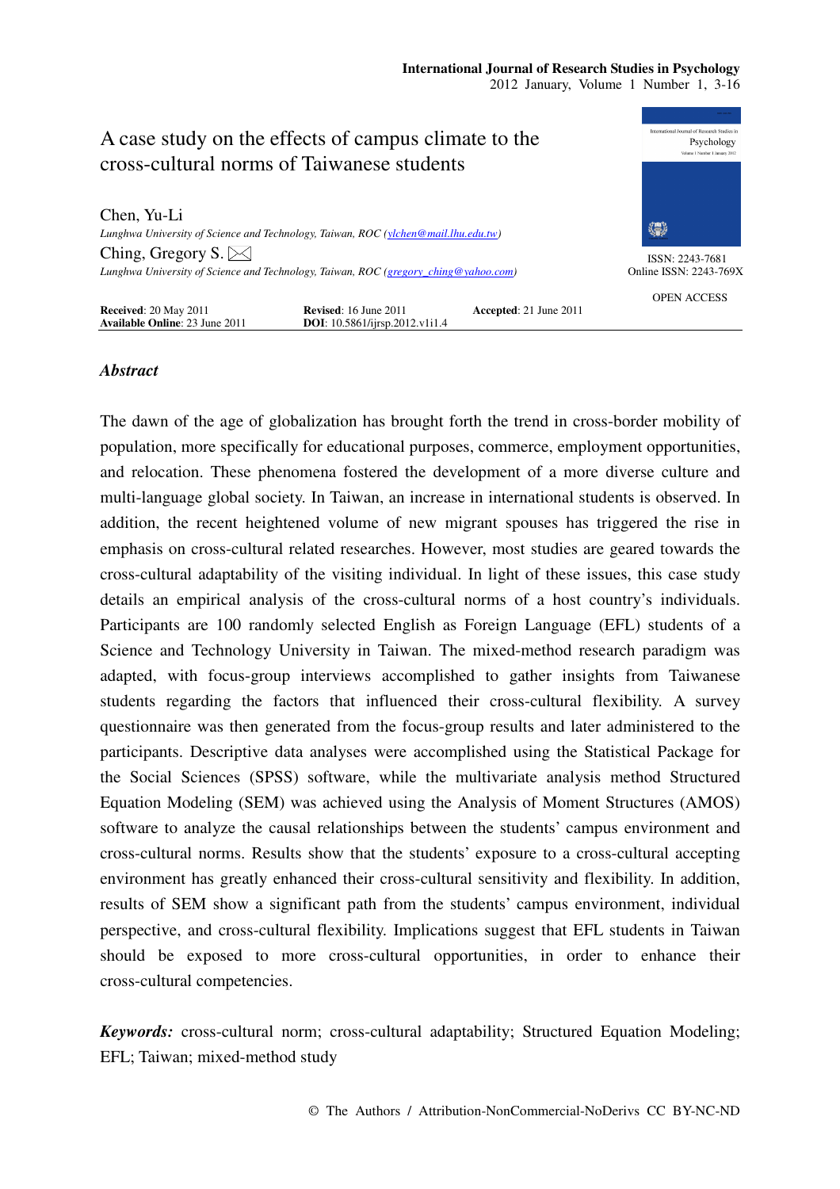# A case study on the effects of campus climate to the cross-cultural norms of Taiwanese students

Chen, Yu-Li

*Lunghwa University of Science and Technology, Taiwan, ROC (ylchen@mail.lhu.edu.tw)*

Ching, Gregory S.

*Lunghwa University of Science and Technology, Taiwan, ROC (gregory_ching@yahoo.com)*

ISSN: 2243-7681
Online ISSN: 2243-769X

OPEN ACCESS

**Received**: 20 May 2011 **Revised**: 16 June 2011 **Accepted**: 21 June 2011
**Available Online**: 23 June 2011 **DOI**: 10.5861/ijrsp.2012.v1i1.4

## *Abstract*

The dawn of the age of globalization has brought forth the trend in cross-border mobility of population, more specifically for educational purposes, commerce, employment opportunities, and relocation. These phenomena fostered the development of a more diverse culture and multi-language global society. In Taiwan, an increase in international students is observed. In addition, the recent heightened volume of new migrant spouses has triggered the rise in emphasis on cross-cultural related researches. However, most studies are geared towards the cross-cultural adaptability of the visiting individual. In light of these issues, this case study details an empirical analysis of the cross-cultural norms of a host country's individuals. Participants are 100 randomly selected English as Foreign Language (EFL) students of a Science and Technology University in Taiwan. The mixed-method research paradigm was adapted, with focus-group interviews accomplished to gather insights from Taiwanese students regarding the factors that influenced their cross-cultural flexibility. A survey questionnaire was then generated from the focus-group results and later administered to the participants. Descriptive data analyses were accomplished using the Statistical Package for the Social Sciences (SPSS) software, while the multivariate analysis method Structured Equation Modeling (SEM) was achieved using the Analysis of Moment Structures (AMOS) software to analyze the causal relationships between the students' campus environment and cross-cultural norms. Results show that the students' exposure to a cross-cultural accepting environment has greatly enhanced their cross-cultural sensitivity and flexibility. In addition, results of SEM show a significant path from the students' campus environment, individual perspective, and cross-cultural flexibility. Implications suggest that EFL students in Taiwan should be exposed to more cross-cultural opportunities, in order to enhance their cross-cultural competencies.

***Keywords:*** cross-cultural norm; cross-cultural adaptability; Structured Equation Modeling; EFL; Taiwan; mixed-method study

© The Authors / Attribution-NonCommercial-NoDerivs CC BY-NC-ND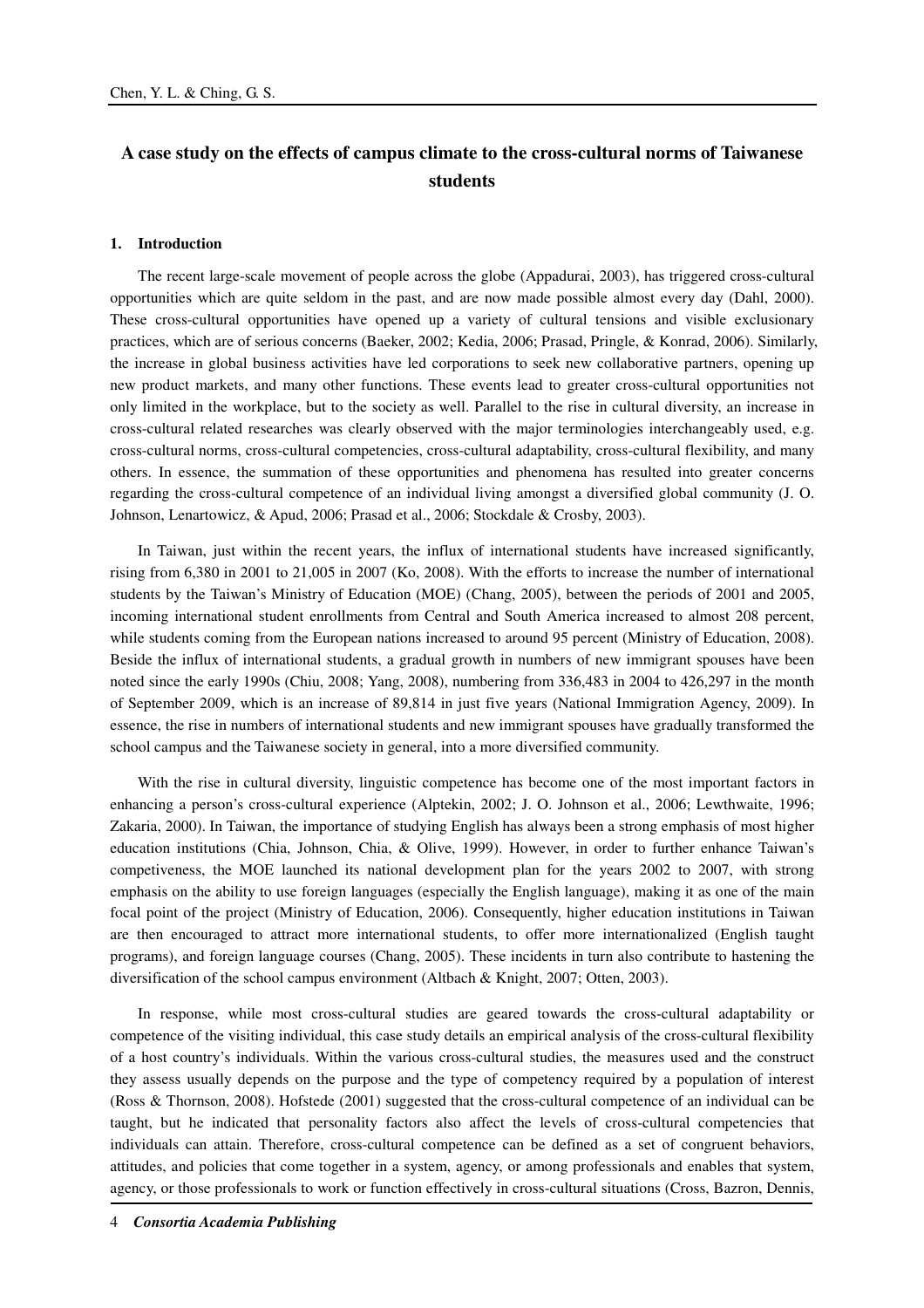# A case study on the effects of campus climate to the cross-cultural norms of Taiwanese students

## 1. Introduction

The recent large-scale movement of people across the globe (Appadurai, 2003), has triggered cross-cultural opportunities which are quite seldom in the past, and are now made possible almost every day (Dahl, 2000). These cross-cultural opportunities have opened up a variety of cultural tensions and visible exclusionary practices, which are of serious concerns (Baeker, 2002; Kedia, 2006; Prasad, Pringle, & Konrad, 2006). Similarly, the increase in global business activities have led corporations to seek new collaborative partners, opening up new product markets, and many other functions. These events lead to greater cross-cultural opportunities not only limited in the workplace, but to the society as well. Parallel to the rise in cultural diversity, an increase in cross-cultural related researches was clearly observed with the major terminologies interchangeably used, e.g. cross-cultural norms, cross-cultural competencies, cross-cultural adaptability, cross-cultural flexibility, and many others. In essence, the summation of these opportunities and phenomena has resulted into greater concerns regarding the cross-cultural competence of an individual living amongst a diversified global community (J. O. Johnson, Lenartowicz, & Apud, 2006; Prasad et al., 2006; Stockdale & Crosby, 2003).

In Taiwan, just within the recent years, the influx of international students have increased significantly, rising from 6,380 in 2001 to 21,005 in 2007 (Ko, 2008). With the efforts to increase the number of international students by the Taiwan's Ministry of Education (MOE) (Chang, 2005), between the periods of 2001 and 2005, incoming international student enrollments from Central and South America increased to almost 208 percent, while students coming from the European nations increased to around 95 percent (Ministry of Education, 2008). Beside the influx of international students, a gradual growth in numbers of new immigrant spouses have been noted since the early 1990s (Chiu, 2008; Yang, 2008), numbering from 336,483 in 2004 to 426,297 in the month of September 2009, which is an increase of 89,814 in just five years (National Immigration Agency, 2009). In essence, the rise in numbers of international students and new immigrant spouses have gradually transformed the school campus and the Taiwanese society in general, into a more diversified community.

With the rise in cultural diversity, linguistic competence has become one of the most important factors in enhancing a person's cross-cultural experience (Alptekin, 2002; J. O. Johnson et al., 2006; Lewthwaite, 1996; Zakaria, 2000). In Taiwan, the importance of studying English has always been a strong emphasis of most higher education institutions (Chia, Johnson, Chia, & Olive, 1999). However, in order to further enhance Taiwan's competiveness, the MOE launched its national development plan for the years 2002 to 2007, with strong emphasis on the ability to use foreign languages (especially the English language), making it as one of the main focal point of the project (Ministry of Education, 2006). Consequently, higher education institutions in Taiwan are then encouraged to attract more international students, to offer more internationalized (English taught programs), and foreign language courses (Chang, 2005). These incidents in turn also contribute to hastening the diversification of the school campus environment (Altbach & Knight, 2007; Otten, 2003).

In response, while most cross-cultural studies are geared towards the cross-cultural adaptability or competence of the visiting individual, this case study details an empirical analysis of the cross-cultural flexibility of a host country's individuals. Within the various cross-cultural studies, the measures used and the construct they assess usually depends on the purpose and the type of competency required by a population of interest (Ross & Thornson, 2008). Hofstede (2001) suggested that the cross-cultural competence of an individual can be taught, but he indicated that personality factors also affect the levels of cross-cultural competencies that individuals can attain. Therefore, cross-cultural competence can be defined as a set of congruent behaviors, attitudes, and policies that come together in a system, agency, or among professionals and enables that system, agency, or those professionals to work or function effectively in cross-cultural situations (Cross, Bazron, Dennis,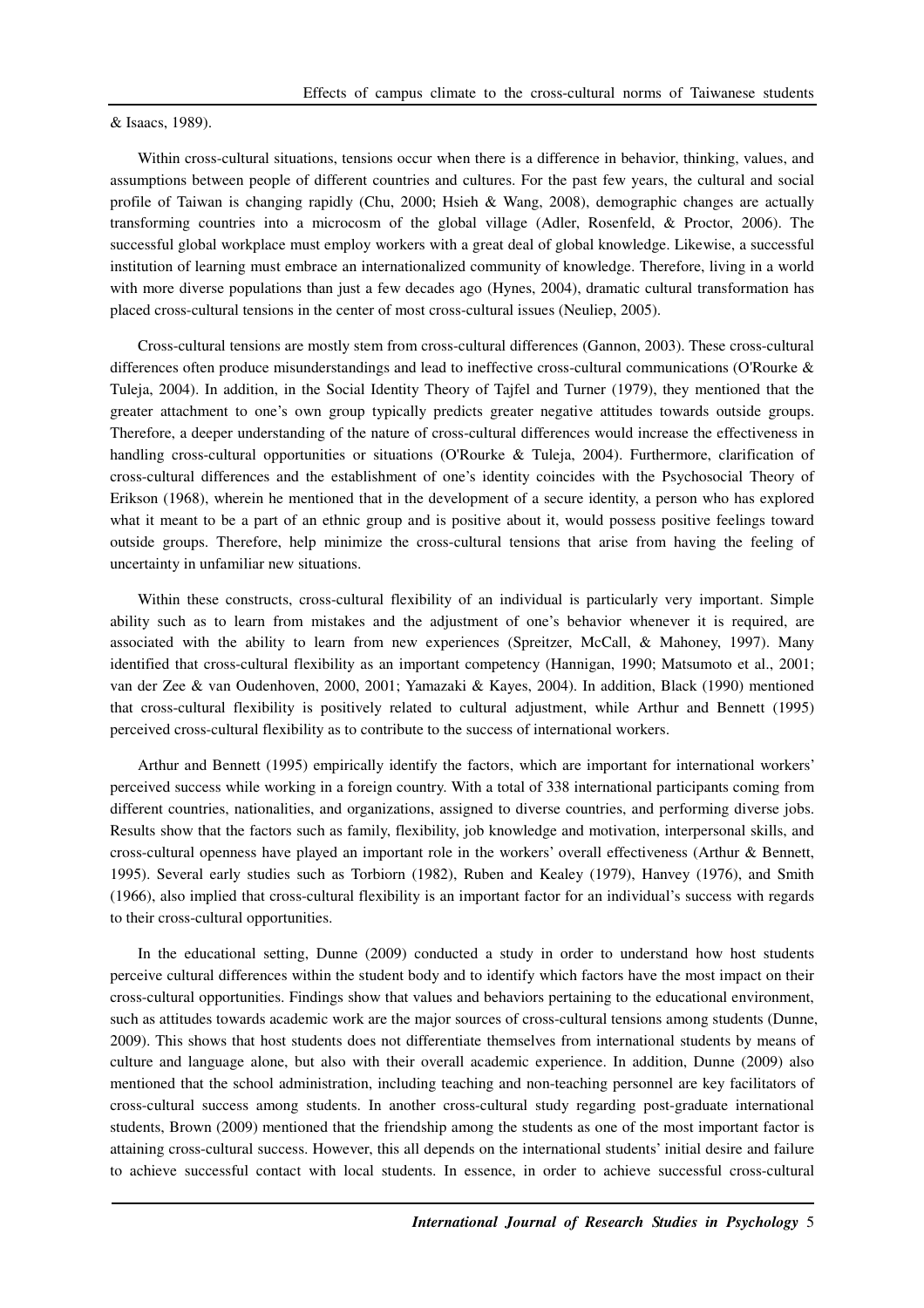& Isaacs, 1989).

Within cross-cultural situations, tensions occur when there is a difference in behavior, thinking, values, and assumptions between people of different countries and cultures. For the past few years, the cultural and social profile of Taiwan is changing rapidly (Chu, 2000; Hsieh & Wang, 2008), demographic changes are actually transforming countries into a microcosm of the global village (Adler, Rosenfeld, & Proctor, 2006). The successful global workplace must employ workers with a great deal of global knowledge. Likewise, a successful institution of learning must embrace an internationalized community of knowledge. Therefore, living in a world with more diverse populations than just a few decades ago (Hynes, 2004), dramatic cultural transformation has placed cross-cultural tensions in the center of most cross-cultural issues (Neuliep, 2005).

Cross-cultural tensions are mostly stem from cross-cultural differences (Gannon, 2003). These cross-cultural differences often produce misunderstandings and lead to ineffective cross-cultural communications (O'Rourke & Tuleja, 2004). In addition, in the Social Identity Theory of Tajfel and Turner (1979), they mentioned that the greater attachment to one's own group typically predicts greater negative attitudes towards outside groups. Therefore, a deeper understanding of the nature of cross-cultural differences would increase the effectiveness in handling cross-cultural opportunities or situations (O'Rourke & Tuleja, 2004). Furthermore, clarification of cross-cultural differences and the establishment of one's identity coincides with the Psychosocial Theory of Erikson (1968), wherein he mentioned that in the development of a secure identity, a person who has explored what it meant to be a part of an ethnic group and is positive about it, would possess positive feelings toward outside groups. Therefore, help minimize the cross-cultural tensions that arise from having the feeling of uncertainty in unfamiliar new situations.

Within these constructs, cross-cultural flexibility of an individual is particularly very important. Simple ability such as to learn from mistakes and the adjustment of one's behavior whenever it is required, are associated with the ability to learn from new experiences (Spreitzer, McCall, & Mahoney, 1997). Many identified that cross-cultural flexibility as an important competency (Hannigan, 1990; Matsumoto et al., 2001; van der Zee & van Oudenhoven, 2000, 2001; Yamazaki & Kayes, 2004). In addition, Black (1990) mentioned that cross-cultural flexibility is positively related to cultural adjustment, while Arthur and Bennett (1995) perceived cross-cultural flexibility as to contribute to the success of international workers.

Arthur and Bennett (1995) empirically identify the factors, which are important for international workers' perceived success while working in a foreign country. With a total of 338 international participants coming from different countries, nationalities, and organizations, assigned to diverse countries, and performing diverse jobs. Results show that the factors such as family, flexibility, job knowledge and motivation, interpersonal skills, and cross-cultural openness have played an important role in the workers' overall effectiveness (Arthur & Bennett, 1995). Several early studies such as Torbiorn (1982), Ruben and Kealey (1979), Hanvey (1976), and Smith (1966), also implied that cross-cultural flexibility is an important factor for an individual's success with regards to their cross-cultural opportunities.

In the educational setting, Dunne (2009) conducted a study in order to understand how host students perceive cultural differences within the student body and to identify which factors have the most impact on their cross-cultural opportunities. Findings show that values and behaviors pertaining to the educational environment, such as attitudes towards academic work are the major sources of cross-cultural tensions among students (Dunne, 2009). This shows that host students does not differentiate themselves from international students by means of culture and language alone, but also with their overall academic experience. In addition, Dunne (2009) also mentioned that the school administration, including teaching and non-teaching personnel are key facilitators of cross-cultural success among students. In another cross-cultural study regarding post-graduate international students, Brown (2009) mentioned that the friendship among the students as one of the most important factor is attaining cross-cultural success. However, this all depends on the international students' initial desire and failure to achieve successful contact with local students. In essence, in order to achieve successful cross-cultural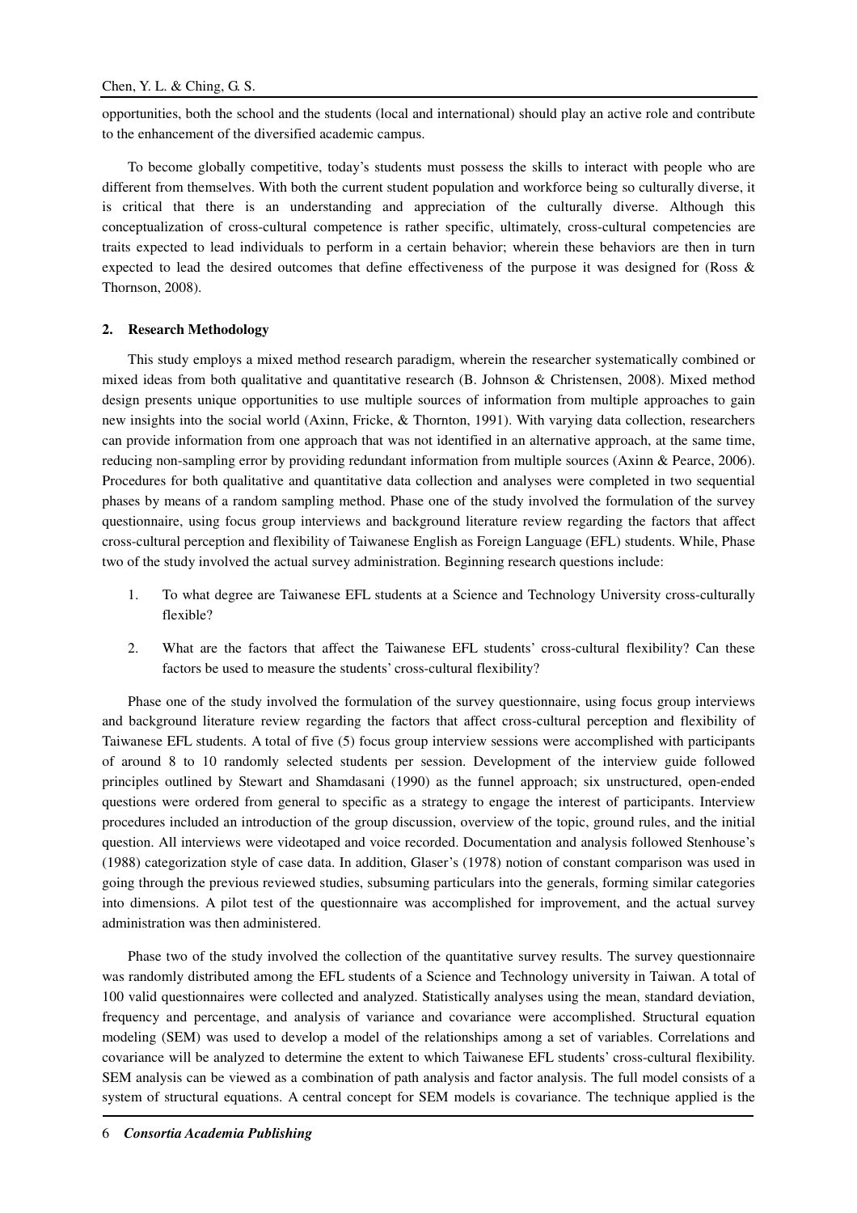opportunities, both the school and the students (local and international) should play an active role and contribute to the enhancement of the diversified academic campus.

To become globally competitive, today's students must possess the skills to interact with people who are different from themselves. With both the current student population and workforce being so culturally diverse, it is critical that there is an understanding and appreciation of the culturally diverse. Although this conceptualization of cross-cultural competence is rather specific, ultimately, cross-cultural competencies are traits expected to lead individuals to perform in a certain behavior; wherein these behaviors are then in turn expected to lead the desired outcomes that define effectiveness of the purpose it was designed for (Ross & Thornson, 2008).

## 2. Research Methodology

This study employs a mixed method research paradigm, wherein the researcher systematically combined or mixed ideas from both qualitative and quantitative research (B. Johnson & Christensen, 2008). Mixed method design presents unique opportunities to use multiple sources of information from multiple approaches to gain new insights into the social world (Axinn, Fricke, & Thornton, 1991). With varying data collection, researchers can provide information from one approach that was not identified in an alternative approach, at the same time, reducing non-sampling error by providing redundant information from multiple sources (Axinn & Pearce, 2006). Procedures for both qualitative and quantitative data collection and analyses were completed in two sequential phases by means of a random sampling method. Phase one of the study involved the formulation of the survey questionnaire, using focus group interviews and background literature review regarding the factors that affect cross-cultural perception and flexibility of Taiwanese English as Foreign Language (EFL) students. While, Phase two of the study involved the actual survey administration. Beginning research questions include:

1. To what degree are Taiwanese EFL students at a Science and Technology University cross-culturally flexible?
2. What are the factors that affect the Taiwanese EFL students' cross-cultural flexibility? Can these factors be used to measure the students' cross-cultural flexibility?

Phase one of the study involved the formulation of the survey questionnaire, using focus group interviews and background literature review regarding the factors that affect cross-cultural perception and flexibility of Taiwanese EFL students. A total of five (5) focus group interview sessions were accomplished with participants of around 8 to 10 randomly selected students per session. Development of the interview guide followed principles outlined by Stewart and Shamdasani (1990) as the funnel approach; six unstructured, open-ended questions were ordered from general to specific as a strategy to engage the interest of participants. Interview procedures included an introduction of the group discussion, overview of the topic, ground rules, and the initial question. All interviews were videotaped and voice recorded. Documentation and analysis followed Stenhouse's (1988) categorization style of case data. In addition, Glaser's (1978) notion of constant comparison was used in going through the previous reviewed studies, subsuming particulars into the generals, forming similar categories into dimensions. A pilot test of the questionnaire was accomplished for improvement, and the actual survey administration was then administered.

Phase two of the study involved the collection of the quantitative survey results. The survey questionnaire was randomly distributed among the EFL students of a Science and Technology university in Taiwan. A total of 100 valid questionnaires were collected and analyzed. Statistically analyses using the mean, standard deviation, frequency and percentage, and analysis of variance and covariance were accomplished. Structural equation modeling (SEM) was used to develop a model of the relationships among a set of variables. Correlations and covariance will be analyzed to determine the extent to which Taiwanese EFL students' cross-cultural flexibility. SEM analysis can be viewed as a combination of path analysis and factor analysis. The full model consists of a system of structural equations. A central concept for SEM models is covariance. The technique applied is the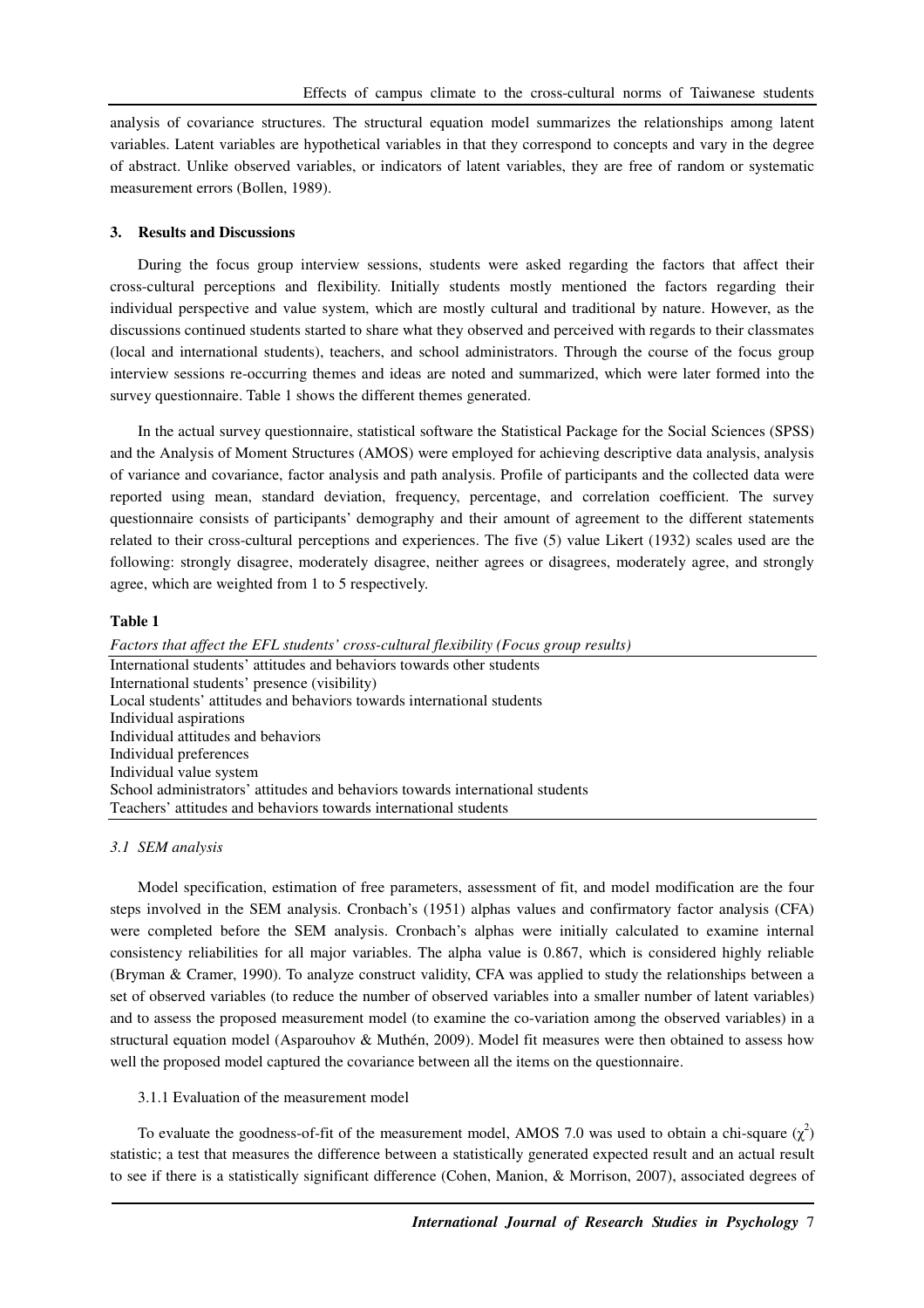analysis of covariance structures. The structural equation model summarizes the relationships among latent variables. Latent variables are hypothetical variables in that they correspond to concepts and vary in the degree of abstract. Unlike observed variables, or indicators of latent variables, they are free of random or systematic measurement errors (Bollen, 1989).

## 3. Results and Discussions

During the focus group interview sessions, students were asked regarding the factors that affect their cross-cultural perceptions and flexibility. Initially students mostly mentioned the factors regarding their individual perspective and value system, which are mostly cultural and traditional by nature. However, as the discussions continued students started to share what they observed and perceived with regards to their classmates (local and international students), teachers, and school administrators. Through the course of the focus group interview sessions re-occurring themes and ideas are noted and summarized, which were later formed into the survey questionnaire. Table 1 shows the different themes generated.

In the actual survey questionnaire, statistical software the Statistical Package for the Social Sciences (SPSS) and the Analysis of Moment Structures (AMOS) were employed for achieving descriptive data analysis, analysis of variance and covariance, factor analysis and path analysis. Profile of participants and the collected data were reported using mean, standard deviation, frequency, percentage, and correlation coefficient. The survey questionnaire consists of participants' demography and their amount of agreement to the different statements related to their cross-cultural perceptions and experiences. The five (5) value Likert (1932) scales used are the following: strongly disagree, moderately disagree, neither agrees or disagrees, moderately agree, and strongly agree, which are weighted from 1 to 5 respectively.

**Table 1**

*Factors that affect the EFL students' cross-cultural flexibility (Focus group results)*

| Factors |
|---|
| International students' attitudes and behaviors towards other students |
| International students' presence (visibility) |
| Local students' attitudes and behaviors towards international students |
| Individual aspirations |
| Individual attitudes and behaviors |
| Individual preferences |
| Individual value system |
| School administrators' attitudes and behaviors towards international students |
| Teachers' attitudes and behaviors towards international students |

### *3.1 SEM analysis*

Model specification, estimation of free parameters, assessment of fit, and model modification are the four steps involved in the SEM analysis. Cronbach's (1951) alphas values and confirmatory factor analysis (CFA) were completed before the SEM analysis. Cronbach's alphas were initially calculated to examine internal consistency reliabilities for all major variables. The alpha value is 0.867, which is considered highly reliable (Bryman & Cramer, 1990). To analyze construct validity, CFA was applied to study the relationships between a set of observed variables (to reduce the number of observed variables into a smaller number of latent variables) and to assess the proposed measurement model (to examine the co-variation among the observed variables) in a structural equation model (Asparouhov & Muthén, 2009). Model fit measures were then obtained to assess how well the proposed model captured the covariance between all the items on the questionnaire.

#### 3.1.1 Evaluation of the measurement model

To evaluate the goodness-of-fit of the measurement model, AMOS 7.0 was used to obtain a chi-square ($\chi^2$) statistic; a test that measures the difference between a statistically generated expected result and an actual result to see if there is a statistically significant difference (Cohen, Manion, & Morrison, 2007), associated degrees of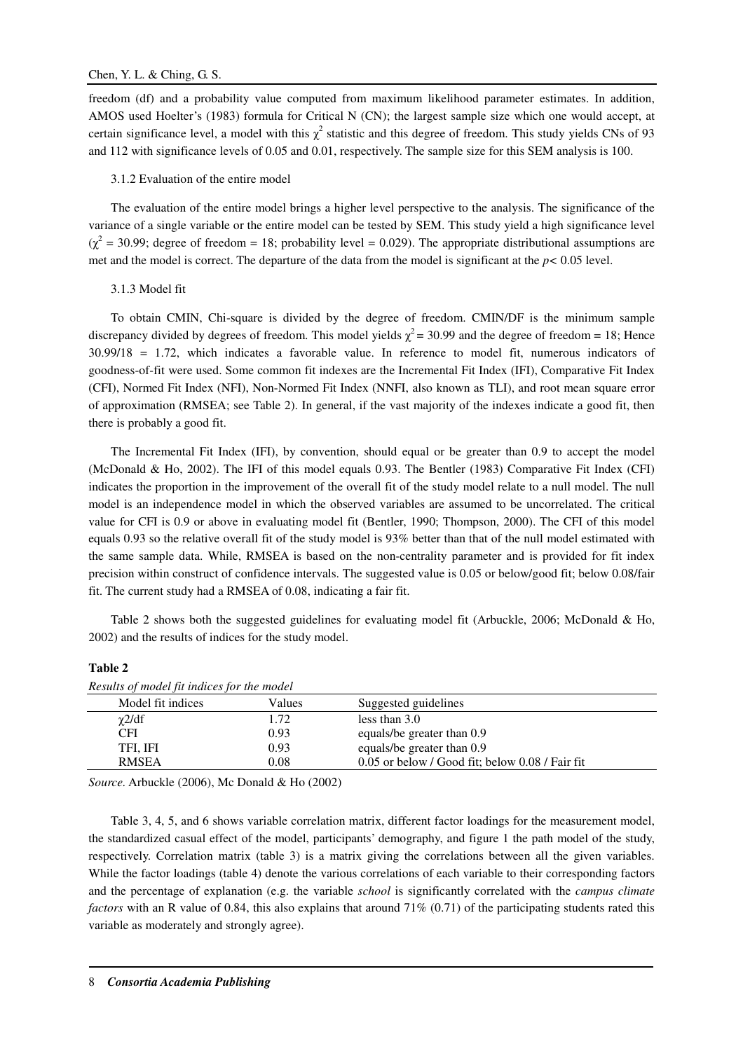freedom (df) and a probability value computed from maximum likelihood parameter estimates. In addition, AMOS used Hoelter's (1983) formula for Critical N (CN); the largest sample size which one would accept, at certain significance level, a model with this $\chi^2$ statistic and this degree of freedom. This study yields CNs of 93 and 112 with significance levels of 0.05 and 0.01, respectively. The sample size for this SEM analysis is 100.

#### 3.1.2 Evaluation of the entire model

The evaluation of the entire model brings a higher level perspective to the analysis. The significance of the variance of a single variable or the entire model can be tested by SEM. This study yield a high significance level ($\chi^2$ = 30.99; degree of freedom = 18; probability level = 0.029). The appropriate distributional assumptions are met and the model is correct. The departure of the data from the model is significant at the $p < 0.05$ level.

#### 3.1.3 Model fit

To obtain CMIN, Chi-square is divided by the degree of freedom. CMIN/DF is the minimum sample discrepancy divided by degrees of freedom. This model yields $\chi^2$ = 30.99 and the degree of freedom = 18; Hence 30.99/18 = 1.72, which indicates a favorable value. In reference to model fit, numerous indicators of goodness-of-fit were used. Some common fit indexes are the Incremental Fit Index (IFI), Comparative Fit Index (CFI), Normed Fit Index (NFI), Non-Normed Fit Index (NNFI, also known as TLI), and root mean square error of approximation (RMSEA; see Table 2). In general, if the vast majority of the indexes indicate a good fit, then there is probably a good fit.

The Incremental Fit Index (IFI), by convention, should equal or be greater than 0.9 to accept the model (McDonald & Ho, 2002). The IFI of this model equals 0.93. The Bentler (1983) Comparative Fit Index (CFI) indicates the proportion in the improvement of the overall fit of the study model relate to a null model. The null model is an independence model in which the observed variables are assumed to be uncorrelated. The critical value for CFI is 0.9 or above in evaluating model fit (Bentler, 1990; Thompson, 2000). The CFI of this model equals 0.93 so the relative overall fit of the study model is 93% better than that of the null model estimated with the same sample data. While, RMSEA is based on the non-centrality parameter and is provided for fit index precision within construct of confidence intervals. The suggested value is 0.05 or below/good fit; below 0.08/fair fit. The current study had a RMSEA of 0.08, indicating a fair fit.

Table 2 shows both the suggested guidelines for evaluating model fit (Arbuckle, 2006; McDonald & Ho, 2002) and the results of indices for the study model.

**Table 2**

*Results of model fit indices for the model*

| Model fit indices | Values | Suggested guidelines |
|---|---|---|
| $\chi^2$/df | 1.72 | less than 3.0 |
| CFI | 0.93 | equals/be greater than 0.9 |
| TFI, IFI | 0.93 | equals/be greater than 0.9 |
| RMSEA | 0.08 | 0.05 or below / Good fit; below 0.08 / Fair fit |

*Source*. Arbuckle (2006), Mc Donald & Ho (2002)

Table 3, 4, 5, and 6 shows variable correlation matrix, different factor loadings for the measurement model, the standardized casual effect of the model, participants' demography, and figure 1 the path model of the study, respectively. Correlation matrix (table 3) is a matrix giving the correlations between all the given variables. While the factor loadings (table 4) denote the various correlations of each variable to their corresponding factors and the percentage of explanation (e.g. the variable *school* is significantly correlated with the *campus climate factors* with an R value of 0.84, this also explains that around 71% (0.71) of the participating students rated this variable as moderately and strongly agree).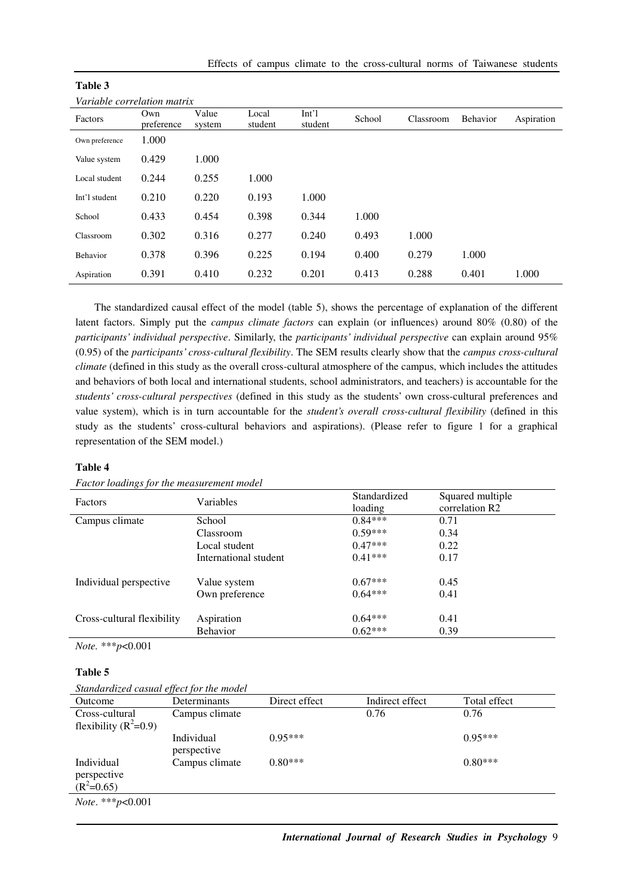**Table 3**

*Variable correlation matrix*

| Factors | Own preference | Value system | Local student | Int'l student | School | Classroom | Behavior | Aspiration |
|---|---|---|---|---|---|---|---|---|
| Own preference | 1.000 | | | | | | | |
| Value system | 0.429 | 1.000 | | | | | | |
| Local student | 0.244 | 0.255 | 1.000 | | | | | |
| Int'l student | 0.210 | 0.220 | 0.193 | 1.000 | | | | |
| School | 0.433 | 0.454 | 0.398 | 0.344 | 1.000 | | | |
| Classroom | 0.302 | 0.316 | 0.277 | 0.240 | 0.493 | 1.000 | | |
| Behavior | 0.378 | 0.396 | 0.225 | 0.194 | 0.400 | 0.279 | 1.000 | |
| Aspiration | 0.391 | 0.410 | 0.232 | 0.201 | 0.413 | 0.288 | 0.401 | 1.000 |

The standardized causal effect of the model (table 5), shows the percentage of explanation of the different latent factors. Simply put the *campus climate factors* can explain (or influences) around 80% (0.80) of the *participants' individual perspective*. Similarly, the *participants' individual perspective* can explain around 95% (0.95) of the *participants' cross-cultural flexibility*. The SEM results clearly show that the *campus cross-cultural climate* (defined in this study as the overall cross-cultural atmosphere of the campus, which includes the attitudes and behaviors of both local and international students, school administrators, and teachers) is accountable for the *students' cross-cultural perspectives* (defined in this study as the students' own cross-cultural preferences and value system), which is in turn accountable for the *student's overall cross-cultural flexibility* (defined in this study as the students' cross-cultural behaviors and aspirations). (Please refer to figure 1 for a graphical representation of the SEM model.)

**Table 4**

*Factor loadings for the measurement model*

| Factors | Variables | Standardized loading | Squared multiple correlation R2 |
|---|---|---|---|
| Campus climate | School | 0.84*** | 0.71 |
| | Classroom | 0.59*** | 0.34 |
| | Local student | 0.47*** | 0.22 |
| | International student | 0.41*** | 0.17 |
| Individual perspective | Value system | 0.67*** | 0.45 |
| | Own preference | 0.64*** | 0.41 |
| Cross-cultural flexibility | Aspiration | 0.64*** | 0.41 |
| | Behavior | 0.62*** | 0.39 |

*Note.* ***$p$<0.001

**Table 5**

*Standardized casual effect for the model*

| Outcome | Determinants | Direct effect | Indirect effect | Total effect |
|---|---|---|---|---|
| Cross-cultural flexibility ($R^2$=0.9) | Campus climate | | 0.76 | 0.76 |
| | Individual perspective | 0.95*** | | 0.95*** |
| Individual perspective ($R^2$=0.65) | Campus climate | 0.80*** | | 0.80*** |

*Note*. ***$p$<0.001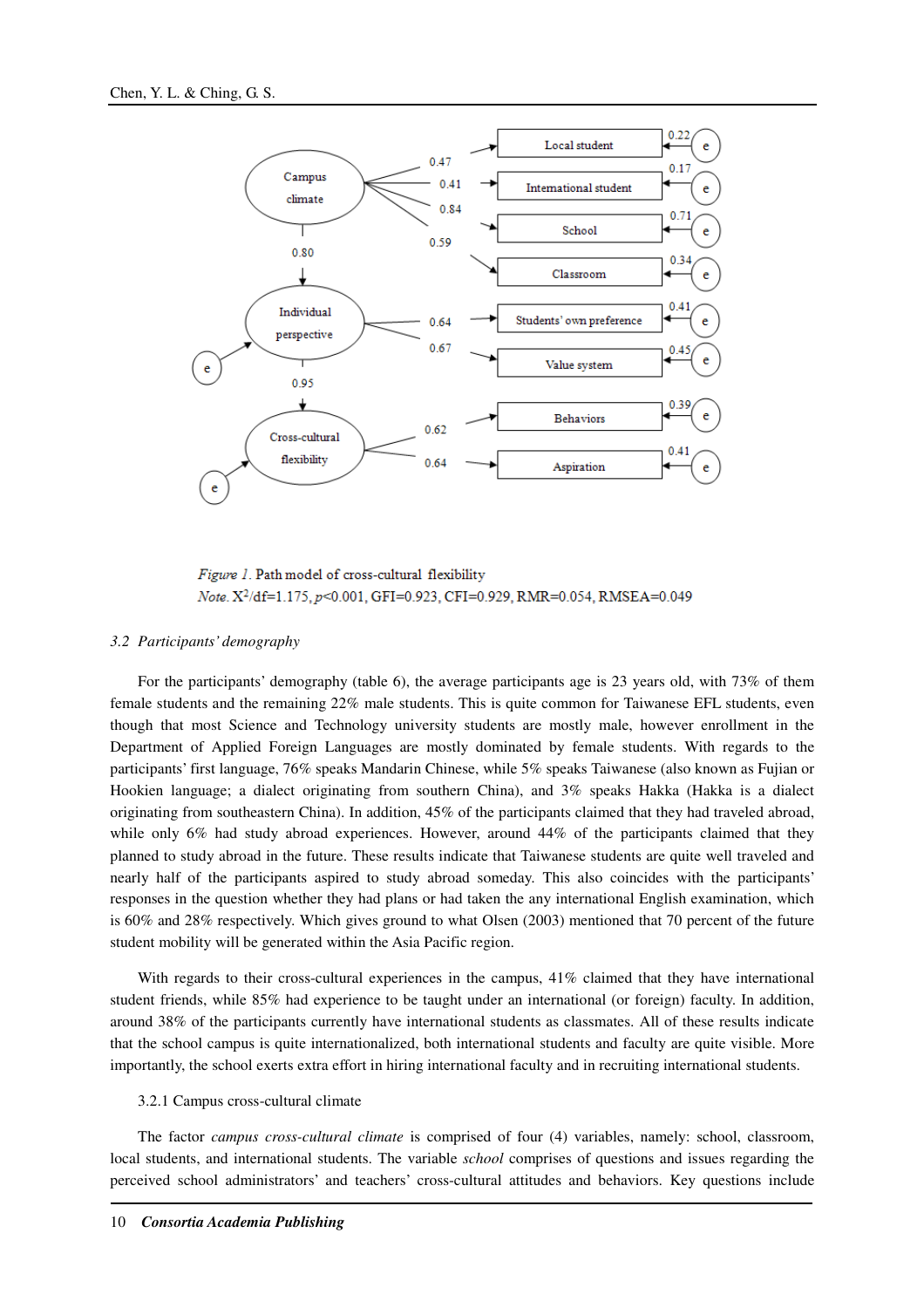*Figure 1*. Path model of cross-cultural flexibility

*Note*. $X^2$/df=1.175, $p$<0.001, GFI=0.923, CFI=0.929, RMR=0.054, RMSEA=0.049

### *3.2 Participants' demography*

For the participants' demography (table 6), the average participants age is 23 years old, with 73% of them female students and the remaining 22% male students. This is quite common for Taiwanese EFL students, even though that most Science and Technology university students are mostly male, however enrollment in the Department of Applied Foreign Languages are mostly dominated by female students. With regards to the participants' first language, 76% speaks Mandarin Chinese, while 5% speaks Taiwanese (also known as Fujian or Hookien language; a dialect originating from southern China), and 3% speaks Hakka (Hakka is a dialect originating from southeastern China). In addition, 45% of the participants claimed that they had traveled abroad, while only 6% had study abroad experiences. However, around 44% of the participants claimed that they planned to study abroad in the future. These results indicate that Taiwanese students are quite well traveled and nearly half of the participants aspired to study abroad someday. This also coincides with the participants' responses in the question whether they had plans or had taken the any international English examination, which is 60% and 28% respectively. Which gives ground to what Olsen (2003) mentioned that 70 percent of the future student mobility will be generated within the Asia Pacific region.

With regards to their cross-cultural experiences in the campus, 41% claimed that they have international student friends, while 85% had experience to be taught under an international (or foreign) faculty. In addition, around 38% of the participants currently have international students as classmates. All of these results indicate that the school campus is quite internationalized, both international students and faculty are quite visible. More importantly, the school exerts extra effort in hiring international faculty and in recruiting international students.

#### 3.2.1 Campus cross-cultural climate

The factor *campus cross-cultural climate* is comprised of four (4) variables, namely: school, classroom, local students, and international students. The variable *school* comprises of questions and issues regarding the perceived school administrators' and teachers' cross-cultural attitudes and behaviors. Key questions include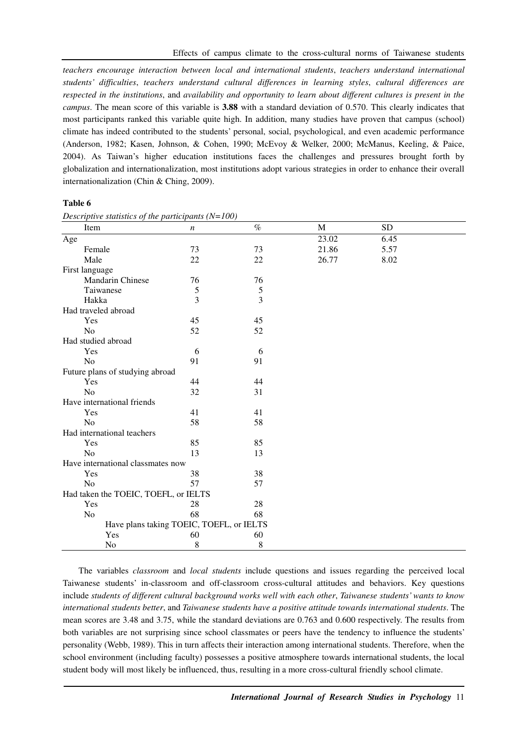*teachers encourage interaction between local and international students*, *teachers understand international students' difficulties*, *teachers understand cultural differences in learning styles*, *cultural differences are respected in the institutions*, and *availability and opportunity to learn about different cultures is present in the campus*. The mean score of this variable is **3.88** with a standard deviation of 0.570. This clearly indicates that most participants ranked this variable quite high. In addition, many studies have proven that campus (school) climate has indeed contributed to the students' personal, social, psychological, and even academic performance (Anderson, 1982; Kasen, Johnson, & Cohen, 1990; McEvoy & Welker, 2000; McManus, Keeling, & Paice, 2004). As Taiwan's higher education institutions faces the challenges and pressures brought forth by globalization and internationalization, most institutions adopt various strategies in order to enhance their overall internationalization (Chin & Ching, 2009).

**Table 6**

*Descriptive statistics of the participants (N=100)*

| Item | *n* | % | M | SD |
|---|---|---|---|---|
| Age | | | 23.02 | 6.45 |
| Female | 73 | 73 | 21.86 | 5.57 |
| Male | 22 | 22 | 26.77 | 8.02 |
| First language | | | | |
| Mandarin Chinese | 76 | 76 | | |
| Taiwanese | 5 | 5 | | |
| Hakka | 3 | 3 | | |
| Had traveled abroad | | | | |
| Yes | 45 | 45 | | |
| No | 52 | 52 | | |
| Had studied abroad | | | | |
| Yes | 6 | 6 | | |
| No | 91 | 91 | | |
| Future plans of studying abroad | | | | |
| Yes | 44 | 44 | | |
| No | 32 | 31 | | |
| Have international friends | | | | |
| Yes | 41 | 41 | | |
| No | 58 | 58 | | |
| Had international teachers | | | | |
| Yes | 85 | 85 | | |
| No | 13 | 13 | | |
| Have international classmates now | | | | |
| Yes | 38 | 38 | | |
| No | 57 | 57 | | |
| Had taken the TOEIC, TOEFL, or IELTS | | | | |
| Yes | 28 | 28 | | |
| No | 68 | 68 | | |
| Have plans taking TOEIC, TOEFL, or IELTS | | | | |
| Yes | 60 | 60 | | |
| No | 8 | 8 | | |

The variables *classroom* and *local students* include questions and issues regarding the perceived local Taiwanese students' in-classroom and off-classroom cross-cultural attitudes and behaviors. Key questions include *students of different cultural background works well with each other*, *Taiwanese students' wants to know international students better*, and *Taiwanese students have a positive attitude towards international students*. The mean scores are 3.48 and 3.75, while the standard deviations are 0.763 and 0.600 respectively. The results from both variables are not surprising since school classmates or peers have the tendency to influence the students' personality (Webb, 1989). This in turn affects their interaction among international students. Therefore, when the school environment (including faculty) possesses a positive atmosphere towards international students, the local student body will most likely be influenced, thus, resulting in a more cross-cultural friendly school climate.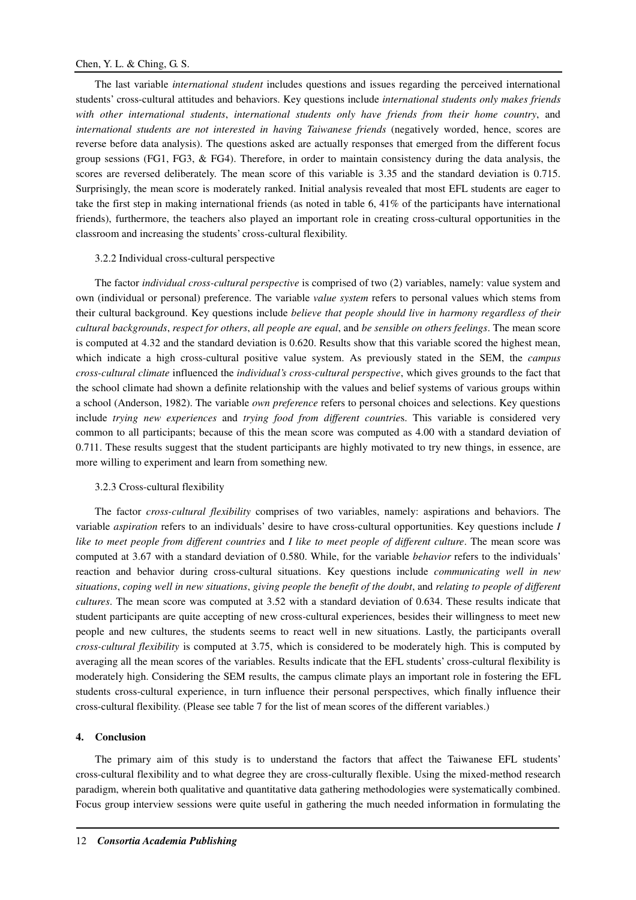The last variable *international student* includes questions and issues regarding the perceived international students' cross-cultural attitudes and behaviors. Key questions include *international students only makes friends with other international students*, *international students only have friends from their home country*, and *international students are not interested in having Taiwanese friends* (negatively worded, hence, scores are reverse before data analysis). The questions asked are actually responses that emerged from the different focus group sessions (FG1, FG3, & FG4). Therefore, in order to maintain consistency during the data analysis, the scores are reversed deliberately. The mean score of this variable is 3.35 and the standard deviation is 0.715. Surprisingly, the mean score is moderately ranked. Initial analysis revealed that most EFL students are eager to take the first step in making international friends (as noted in table 6, 41% of the participants have international friends), furthermore, the teachers also played an important role in creating cross-cultural opportunities in the classroom and increasing the students' cross-cultural flexibility.

### 3.2.2 Individual cross-cultural perspective

The factor *individual cross-cultural perspective* is comprised of two (2) variables, namely: value system and own (individual or personal) preference. The variable *value system* refers to personal values which stems from their cultural background. Key questions include *believe that people should live in harmony regardless of their cultural backgrounds*, *respect for others*, *all people are equal*, and *be sensible on others feelings*. The mean score is computed at 4.32 and the standard deviation is 0.620. Results show that this variable scored the highest mean, which indicate a high cross-cultural positive value system. As previously stated in the SEM, the *campus cross-cultural climate* influenced the *individual's cross-cultural perspective*, which gives grounds to the fact that the school climate had shown a definite relationship with the values and belief systems of various groups within a school (Anderson, 1982). The variable *own preference* refers to personal choices and selections. Key questions include *trying new experiences* and *trying food from different countrie*s. This variable is considered very common to all participants; because of this the mean score was computed as 4.00 with a standard deviation of 0.711. These results suggest that the student participants are highly motivated to try new things, in essence, are more willing to experiment and learn from something new.

### 3.2.3 Cross-cultural flexibility

The factor *cross-cultural flexibility* comprises of two variables, namely: aspirations and behaviors. The variable *aspiration* refers to an individuals' desire to have cross-cultural opportunities. Key questions include *I like to meet people from different countries* and *I like to meet people of different culture*. The mean score was computed at 3.67 with a standard deviation of 0.580. While, for the variable *behavior* refers to the individuals' reaction and behavior during cross-cultural situations. Key questions include *communicating well in new situations*, *coping well in new situations*, *giving people the benefit of the doubt*, and *relating to people of different cultures*. The mean score was computed at 3.52 with a standard deviation of 0.634. These results indicate that student participants are quite accepting of new cross-cultural experiences, besides their willingness to meet new people and new cultures, the students seems to react well in new situations. Lastly, the participants overall *cross-cultural flexibility* is computed at 3.75, which is considered to be moderately high. This is computed by averaging all the mean scores of the variables. Results indicate that the EFL students' cross-cultural flexibility is moderately high. Considering the SEM results, the campus climate plays an important role in fostering the EFL students cross-cultural experience, in turn influence their personal perspectives, which finally influence their cross-cultural flexibility. (Please see table 7 for the list of mean scores of the different variables.)

## 4. Conclusion

The primary aim of this study is to understand the factors that affect the Taiwanese EFL students' cross-cultural flexibility and to what degree they are cross-culturally flexible. Using the mixed-method research paradigm, wherein both qualitative and quantitative data gathering methodologies were systematically combined. Focus group interview sessions were quite useful in gathering the much needed information in formulating the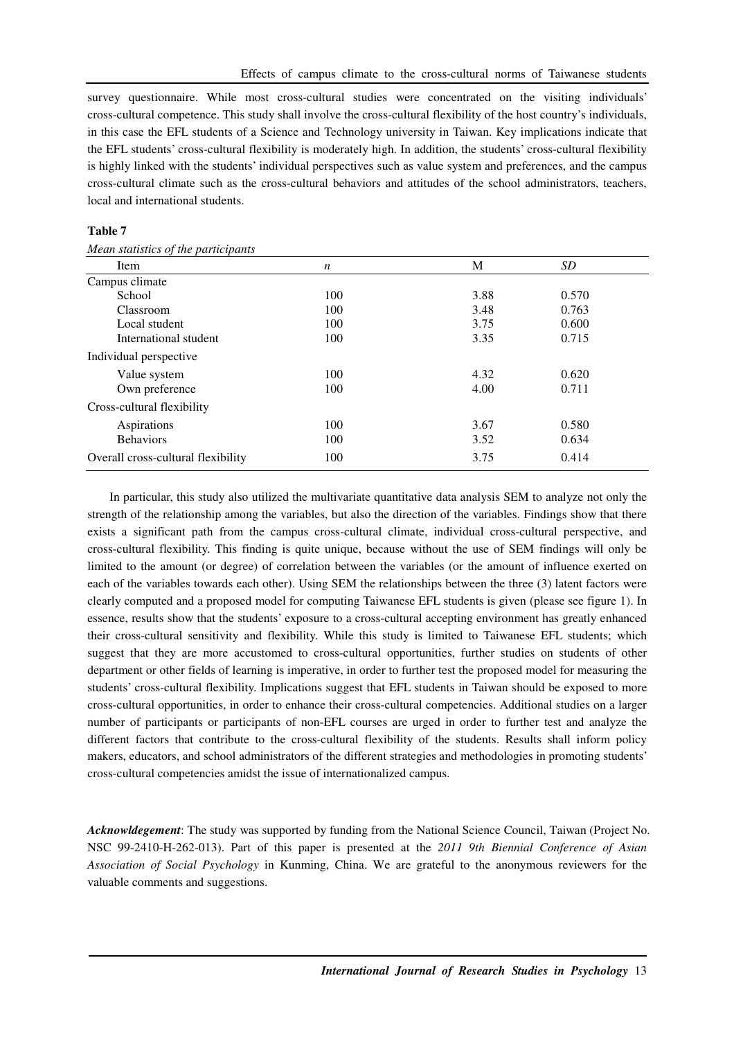survey questionnaire. While most cross-cultural studies were concentrated on the visiting individuals' cross-cultural competence. This study shall involve the cross-cultural flexibility of the host country's individuals, in this case the EFL students of a Science and Technology university in Taiwan. Key implications indicate that the EFL students' cross-cultural flexibility is moderately high. In addition, the students' cross-cultural flexibility is highly linked with the students' individual perspectives such as value system and preferences, and the campus cross-cultural climate such as the cross-cultural behaviors and attitudes of the school administrators, teachers, local and international students.

**Table 7**

*Mean statistics of the participants*

| Item | *n* | M | *SD* |
|---|---|---|---|
| Campus climate | | | |
| School | 100 | 3.88 | 0.570 |
| Classroom | 100 | 3.48 | 0.763 |
| Local student | 100 | 3.75 | 0.600 |
| International student | 100 | 3.35 | 0.715 |
| Individual perspective | | | |
| Value system | 100 | 4.32 | 0.620 |
| Own preference | 100 | 4.00 | 0.711 |
| Cross-cultural flexibility | | | |
| Aspirations | 100 | 3.67 | 0.580 |
| Behaviors | 100 | 3.52 | 0.634 |
| Overall cross-cultural flexibility | 100 | 3.75 | 0.414 |

In particular, this study also utilized the multivariate quantitative data analysis SEM to analyze not only the strength of the relationship among the variables, but also the direction of the variables. Findings show that there exists a significant path from the campus cross-cultural climate, individual cross-cultural perspective, and cross-cultural flexibility. This finding is quite unique, because without the use of SEM findings will only be limited to the amount (or degree) of correlation between the variables (or the amount of influence exerted on each of the variables towards each other). Using SEM the relationships between the three (3) latent factors were clearly computed and a proposed model for computing Taiwanese EFL students is given (please see figure 1). In essence, results show that the students' exposure to a cross-cultural accepting environment has greatly enhanced their cross-cultural sensitivity and flexibility. While this study is limited to Taiwanese EFL students; which suggest that they are more accustomed to cross-cultural opportunities, further studies on students of other department or other fields of learning is imperative, in order to further test the proposed model for measuring the students' cross-cultural flexibility. Implications suggest that EFL students in Taiwan should be exposed to more cross-cultural opportunities, in order to enhance their cross-cultural competencies. Additional studies on a larger number of participants or participants of non-EFL courses are urged in order to further test and analyze the different factors that contribute to the cross-cultural flexibility of the students. Results shall inform policy makers, educators, and school administrators of the different strategies and methodologies in promoting students' cross-cultural competencies amidst the issue of internationalized campus.

***Acknowldegement***: The study was supported by funding from the National Science Council, Taiwan (Project No. NSC 99-2410-H-262-013). Part of this paper is presented at the *2011 9th Biennial Conference of Asian Association of Social Psychology* in Kunming, China. We are grateful to the anonymous reviewers for the valuable comments and suggestions.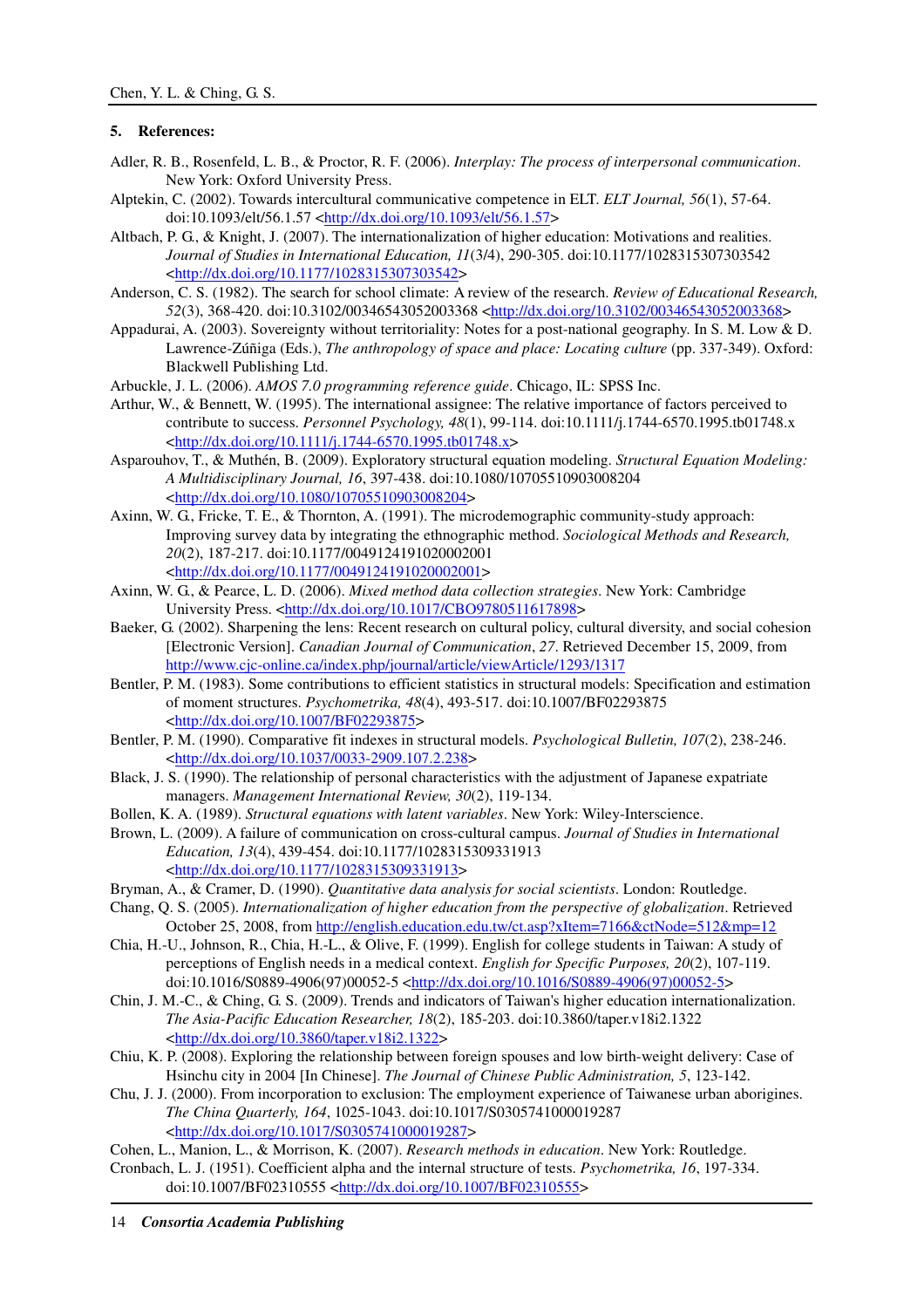## 5. References:

Adler, R. B., Rosenfeld, L. B., & Proctor, R. F. (2006). *Interplay: The process of interpersonal communication*. New York: Oxford University Press.

Alptekin, C. (2002). Towards intercultural communicative competence in ELT. *ELT Journal, 56*(1), 57-64. doi:10.1093/elt/56.1.57 <http://dx.doi.org/10.1093/elt/56.1.57>

Altbach, P. G., & Knight, J. (2007). The internationalization of higher education: Motivations and realities. *Journal of Studies in International Education, 11*(3/4), 290-305. doi:10.1177/1028315307303542 <http://dx.doi.org/10.1177/1028315307303542>

Anderson, C. S. (1982). The search for school climate: A review of the research. *Review of Educational Research, 52*(3), 368-420. doi:10.3102/00346543052003368 <http://dx.doi.org/10.3102/00346543052003368>

Appadurai, A. (2003). Sovereignty without territoriality: Notes for a post-national geography. In S. M. Low & D. Lawrence-Zúñiga (Eds.), *The anthropology of space and place: Locating culture* (pp. 337-349). Oxford: Blackwell Publishing Ltd.

Arbuckle, J. L. (2006). *AMOS 7.0 programming reference guide*. Chicago, IL: SPSS Inc.

Arthur, W., & Bennett, W. (1995). The international assignee: The relative importance of factors perceived to contribute to success. *Personnel Psychology, 48*(1), 99-114. doi:10.1111/j.1744-6570.1995.tb01748.x <http://dx.doi.org/10.1111/j.1744-6570.1995.tb01748.x>

Asparouhov, T., & Muthén, B. (2009). Exploratory structural equation modeling. *Structural Equation Modeling: A Multidisciplinary Journal, 16*, 397-438. doi:10.1080/10705510903008204 <http://dx.doi.org/10.1080/10705510903008204>

Axinn, W. G., Fricke, T. E., & Thornton, A. (1991). The microdemographic community-study approach: Improving survey data by integrating the ethnographic method. *Sociological Methods and Research, 20*(2), 187-217. doi:10.1177/0049124191020002001 <http://dx.doi.org/10.1177/0049124191020002001>

Axinn, W. G., & Pearce, L. D. (2006). *Mixed method data collection strategies*. New York: Cambridge University Press. <http://dx.doi.org/10.1017/CBO9780511617898>

Baeker, G. (2002). Sharpening the lens: Recent research on cultural policy, cultural diversity, and social cohesion [Electronic Version]. *Canadian Journal of Communication*, *27*. Retrieved December 15, 2009, from http://www.cjc-online.ca/index.php/journal/article/viewArticle/1293/1317

Bentler, P. M. (1983). Some contributions to efficient statistics in structural models: Specification and estimation of moment structures. *Psychometrika, 48*(4), 493-517. doi:10.1007/BF02293875 <http://dx.doi.org/10.1007/BF02293875>

Bentler, P. M. (1990). Comparative fit indexes in structural models. *Psychological Bulletin, 107*(2), 238-246. <http://dx.doi.org/10.1037/0033-2909.107.2.238>

Black, J. S. (1990). The relationship of personal characteristics with the adjustment of Japanese expatriate managers. *Management International Review, 30*(2), 119-134.

Bollen, K. A. (1989). *Structural equations with latent variables*. New York: Wiley-Interscience.

Brown, L. (2009). A failure of communication on cross-cultural campus. *Journal of Studies in International Education, 13*(4), 439-454. doi:10.1177/1028315309331913 <http://dx.doi.org/10.1177/1028315309331913>

Bryman, A., & Cramer, D. (1990). *Quantitative data analysis for social scientists*. London: Routledge.

Chang, Q. S. (2005). *Internationalization of higher education from the perspective of globalization*. Retrieved October 25, 2008, from http://english.education.edu.tw/ct.asp?xItem=7166&ctNode=512&mp=12

Chia, H.-U., Johnson, R., Chia, H.-L., & Olive, F. (1999). English for college students in Taiwan: A study of perceptions of English needs in a medical context. *English for Specific Purposes, 20*(2), 107-119. doi:10.1016/S0889-4906(97)00052-5 <http://dx.doi.org/10.1016/S0889-4906(97)00052-5>

Chin, J. M.-C., & Ching, G. S. (2009). Trends and indicators of Taiwan's higher education internationalization. *The Asia-Pacific Education Researcher, 18*(2), 185-203. doi:10.3860/taper.v18i2.1322 <http://dx.doi.org/10.3860/taper.v18i2.1322>

Chiu, K. P. (2008). Exploring the relationship between foreign spouses and low birth-weight delivery: Case of Hsinchu city in 2004 [In Chinese]. *The Journal of Chinese Public Administration, 5*, 123-142.

Chu, J. J. (2000). From incorporation to exclusion: The employment experience of Taiwanese urban aborigines. *The China Quarterly, 164*, 1025-1043. doi:10.1017/S0305741000019287 <http://dx.doi.org/10.1017/S0305741000019287>

Cohen, L., Manion, L., & Morrison, K. (2007). *Research methods in education*. New York: Routledge.

Cronbach, L. J. (1951). Coefficient alpha and the internal structure of tests. *Psychometrika, 16*, 197-334. doi:10.1007/BF02310555 <http://dx.doi.org/10.1007/BF02310555>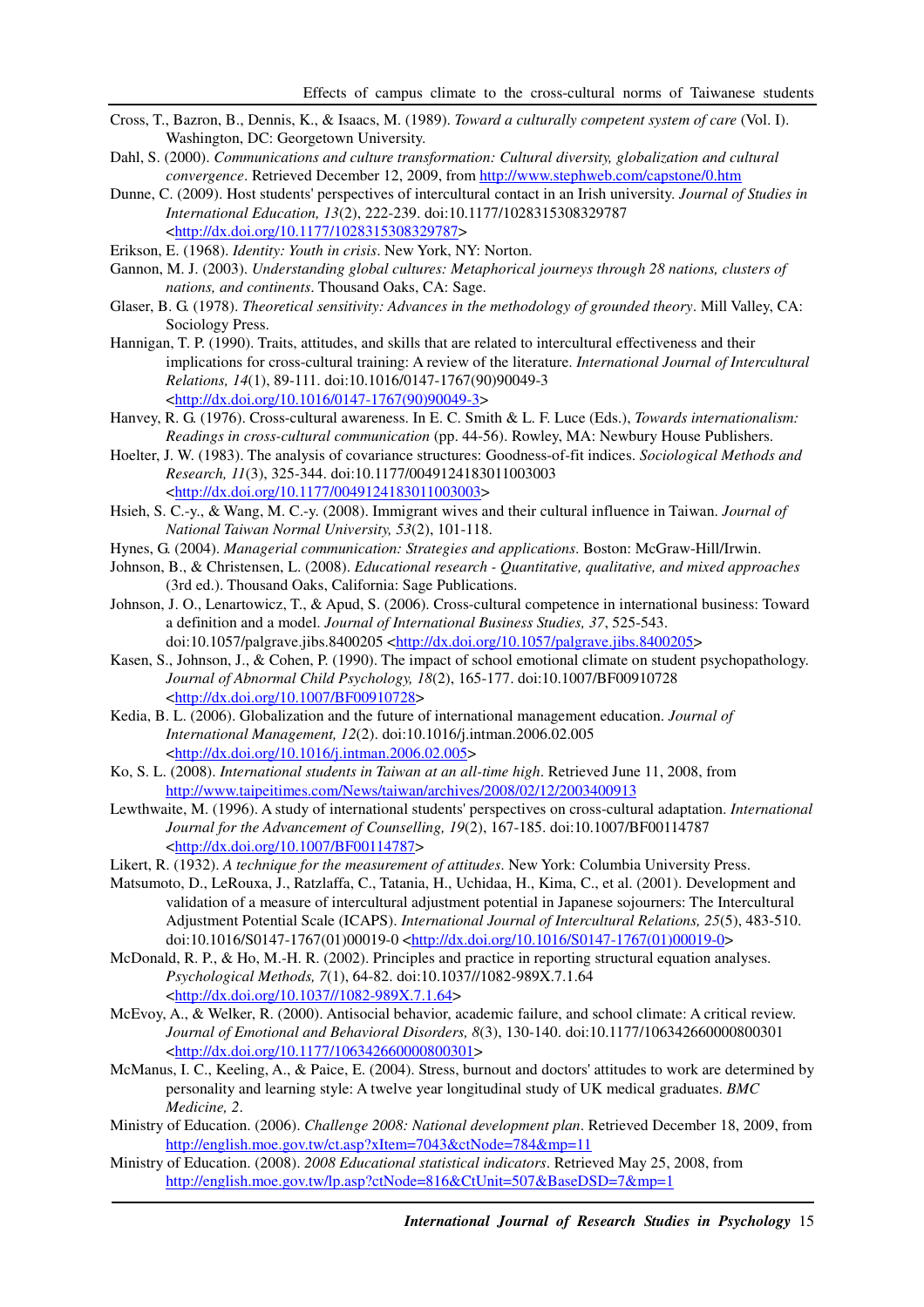Cross, T., Bazron, B., Dennis, K., & Isaacs, M. (1989). *Toward a culturally competent system of care* (Vol. I). Washington, DC: Georgetown University.

Dahl, S. (2000). *Communications and culture transformation: Cultural diversity, globalization and cultural convergence*. Retrieved December 12, 2009, from http://www.stephweb.com/capstone/0.htm

Dunne, C. (2009). Host students' perspectives of intercultural contact in an Irish university. *Journal of Studies in International Education, 13*(2), 222-239. doi:10.1177/1028315308329787 <http://dx.doi.org/10.1177/1028315308329787>

Erikson, E. (1968). *Identity: Youth in crisis*. New York, NY: Norton.

Gannon, M. J. (2003). *Understanding global cultures: Metaphorical journeys through 28 nations, clusters of nations, and continents*. Thousand Oaks, CA: Sage.

Glaser, B. G. (1978). *Theoretical sensitivity: Advances in the methodology of grounded theory*. Mill Valley, CA: Sociology Press.

Hannigan, T. P. (1990). Traits, attitudes, and skills that are related to intercultural effectiveness and their implications for cross-cultural training: A review of the literature. *International Journal of Intercultural Relations, 14*(1), 89-111. doi:10.1016/0147-1767(90)90049-3 <http://dx.doi.org/10.1016/0147-1767(90)90049-3>

Hanvey, R. G. (1976). Cross-cultural awareness. In E. C. Smith & L. F. Luce (Eds.), *Towards internationalism: Readings in cross-cultural communication* (pp. 44-56). Rowley, MA: Newbury House Publishers.

Hoelter, J. W. (1983). The analysis of covariance structures: Goodness-of-fit indices. *Sociological Methods and Research, 11*(3), 325-344. doi:10.1177/0049124183011003003 <http://dx.doi.org/10.1177/0049124183011003003>

Hsieh, S. C.-y., & Wang, M. C.-y. (2008). Immigrant wives and their cultural influence in Taiwan. *Journal of National Taiwan Normal University, 53*(2), 101-118.

Hynes, G. (2004). *Managerial communication: Strategies and applications*. Boston: McGraw-Hill/Irwin.

Johnson, B., & Christensen, L. (2008). *Educational research - Quantitative, qualitative, and mixed approaches* (3rd ed.). Thousand Oaks, California: Sage Publications.

Johnson, J. O., Lenartowicz, T., & Apud, S. (2006). Cross-cultural competence in international business: Toward a definition and a model. *Journal of International Business Studies, 37*, 525-543. doi:10.1057/palgrave.jibs.8400205 <http://dx.doi.org/10.1057/palgrave.jibs.8400205>

Kasen, S., Johnson, J., & Cohen, P. (1990). The impact of school emotional climate on student psychopathology. *Journal of Abnormal Child Psychology, 18*(2), 165-177. doi:10.1007/BF00910728 <http://dx.doi.org/10.1007/BF00910728>

Kedia, B. L. (2006). Globalization and the future of international management education. *Journal of International Management, 12*(2). doi:10.1016/j.intman.2006.02.005 <http://dx.doi.org/10.1016/j.intman.2006.02.005>

Ko, S. L. (2008). *International students in Taiwan at an all-time high*. Retrieved June 11, 2008, from http://www.taipeitimes.com/News/taiwan/archives/2008/02/12/2003400913

Lewthwaite, M. (1996). A study of international students' perspectives on cross-cultural adaptation. *International Journal for the Advancement of Counselling, 19*(2), 167-185. doi:10.1007/BF00114787 <http://dx.doi.org/10.1007/BF00114787>

Likert, R. (1932). *A technique for the measurement of attitudes*. New York: Columbia University Press.

Matsumoto, D., LeRouxa, J., Ratzlaffa, C., Tatania, H., Uchidaa, H., Kima, C., et al. (2001). Development and validation of a measure of intercultural adjustment potential in Japanese sojourners: The Intercultural Adjustment Potential Scale (ICAPS). *International Journal of Intercultural Relations, 25*(5), 483-510. doi:10.1016/S0147-1767(01)00019-0 <http://dx.doi.org/10.1016/S0147-1767(01)00019-0>

McDonald, R. P., & Ho, M.-H. R. (2002). Principles and practice in reporting structural equation analyses. *Psychological Methods, 7*(1), 64-82. doi:10.1037//1082-989X.7.1.64 <http://dx.doi.org/10.1037//1082-989X.7.1.64>

McEvoy, A., & Welker, R. (2000). Antisocial behavior, academic failure, and school climate: A critical review. *Journal of Emotional and Behavioral Disorders, 8*(3), 130-140. doi:10.1177/106342660000800301 <http://dx.doi.org/10.1177/106342660000800301>

McManus, I. C., Keeling, A., & Paice, E. (2004). Stress, burnout and doctors' attitudes to work are determined by personality and learning style: A twelve year longitudinal study of UK medical graduates. *BMC Medicine, 2*.

Ministry of Education. (2006). *Challenge 2008: National development plan*. Retrieved December 18, 2009, from http://english.moe.gov.tw/ct.asp?xItem=7043&ctNode=784&mp=11

Ministry of Education. (2008). *2008 Educational statistical indicators*. Retrieved May 25, 2008, from http://english.moe.gov.tw/lp.asp?ctNode=816&CtUnit=507&BaseDSD=7&mp=1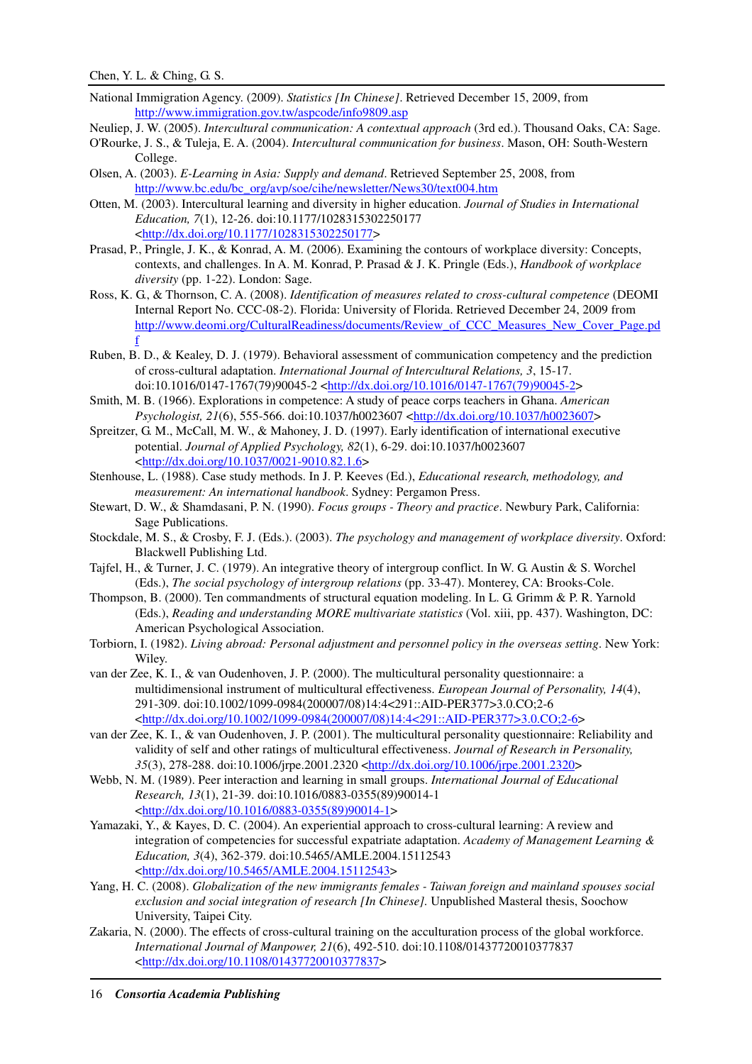National Immigration Agency. (2009). *Statistics [In Chinese]*. Retrieved December 15, 2009, from http://www.immigration.gov.tw/aspcode/info9809.asp

Neuliep, J. W. (2005). *Intercultural communication: A contextual approach* (3rd ed.). Thousand Oaks, CA: Sage.

O'Rourke, J. S., & Tuleja, E. A. (2004). *Intercultural communication for business*. Mason, OH: South-Western College.

Olsen, A. (2003). *E-Learning in Asia: Supply and demand*. Retrieved September 25, 2008, from http://www.bc.edu/bc_org/avp/soe/cihe/newsletter/News30/text004.htm

Otten, M. (2003). Intercultural learning and diversity in higher education. *Journal of Studies in International Education, 7*(1), 12-26. doi:10.1177/1028315302250177 <http://dx.doi.org/10.1177/1028315302250177>

Prasad, P., Pringle, J. K., & Konrad, A. M. (2006). Examining the contours of workplace diversity: Concepts, contexts, and challenges. In A. M. Konrad, P. Prasad & J. K. Pringle (Eds.), *Handbook of workplace diversity* (pp. 1-22). London: Sage.

Ross, K. G., & Thornson, C. A. (2008). *Identification of measures related to cross-cultural competence* (DEOMI Internal Report No. CCC-08-2). Florida: University of Florida. Retrieved December 24, 2009 from http://www.deomi.org/CulturalReadiness/documents/Review_of_CCC_Measures_New_Cover_Page.pdf

Ruben, B. D., & Kealey, D. J. (1979). Behavioral assessment of communication competency and the prediction of cross-cultural adaptation. *International Journal of Intercultural Relations, 3*, 15-17. doi:10.1016/0147-1767(79)90045-2 <http://dx.doi.org/10.1016/0147-1767(79)90045-2>

Smith, M. B. (1966). Explorations in competence: A study of peace corps teachers in Ghana. *American Psychologist, 21*(6), 555-566. doi:10.1037/h0023607 <http://dx.doi.org/10.1037/h0023607>

Spreitzer, G. M., McCall, M. W., & Mahoney, J. D. (1997). Early identification of international executive potential. *Journal of Applied Psychology, 82*(1), 6-29. doi:10.1037/h0023607 <http://dx.doi.org/10.1037/0021-9010.82.1.6>

Stenhouse, L. (1988). Case study methods. In J. P. Keeves (Ed.), *Educational research, methodology, and measurement: An international handbook*. Sydney: Pergamon Press.

Stewart, D. W., & Shamdasani, P. N. (1990). *Focus groups - Theory and practice*. Newbury Park, California: Sage Publications.

Stockdale, M. S., & Crosby, F. J. (Eds.). (2003). *The psychology and management of workplace diversity*. Oxford: Blackwell Publishing Ltd.

Tajfel, H., & Turner, J. C. (1979). An integrative theory of intergroup conflict. In W. G. Austin & S. Worchel (Eds.), *The social psychology of intergroup relations* (pp. 33-47). Monterey, CA: Brooks-Cole.

Thompson, B. (2000). Ten commandments of structural equation modeling. In L. G. Grimm & P. R. Yarnold (Eds.), *Reading and understanding MORE multivariate statistics* (Vol. xiii, pp. 437). Washington, DC: American Psychological Association.

Torbiorn, I. (1982). *Living abroad: Personal adjustment and personnel policy in the overseas setting*. New York: Wiley.

van der Zee, K. I., & van Oudenhoven, J. P. (2000). The multicultural personality questionnaire: a multidimensional instrument of multicultural effectiveness. *European Journal of Personality, 14*(4), 291-309. doi:10.1002/1099-0984(200007/08)14:4<291::AID-PER377>3.0.CO;2-6 <http://dx.doi.org/10.1002/1099-0984(200007/08)14:4<291::AID-PER377>3.0.CO;2-6>

van der Zee, K. I., & van Oudenhoven, J. P. (2001). The multicultural personality questionnaire: Reliability and validity of self and other ratings of multicultural effectiveness. *Journal of Research in Personality, 35*(3), 278-288. doi:10.1006/jrpe.2001.2320 <http://dx.doi.org/10.1006/jrpe.2001.2320>

Webb, N. M. (1989). Peer interaction and learning in small groups. *International Journal of Educational Research, 13*(1), 21-39. doi:10.1016/0883-0355(89)90014-1 <http://dx.doi.org/10.1016/0883-0355(89)90014-1>

Yamazaki, Y., & Kayes, D. C. (2004). An experiential approach to cross-cultural learning: A review and integration of competencies for successful expatriate adaptation. *Academy of Management Learning & Education, 3*(4), 362-379. doi:10.5465/AMLE.2004.15112543 <http://dx.doi.org/10.5465/AMLE.2004.15112543>

Yang, H. C. (2008). *Globalization of the new immigrants females - Taiwan foreign and mainland spouses social exclusion and social integration of research [In Chinese]*. Unpublished Masteral thesis, Soochow University, Taipei City.

Zakaria, N. (2000). The effects of cross-cultural training on the acculturation process of the global workforce. *International Journal of Manpower, 21*(6), 492-510. doi:10.1108/01437720010377837 <http://dx.doi.org/10.1108/01437720010377837>